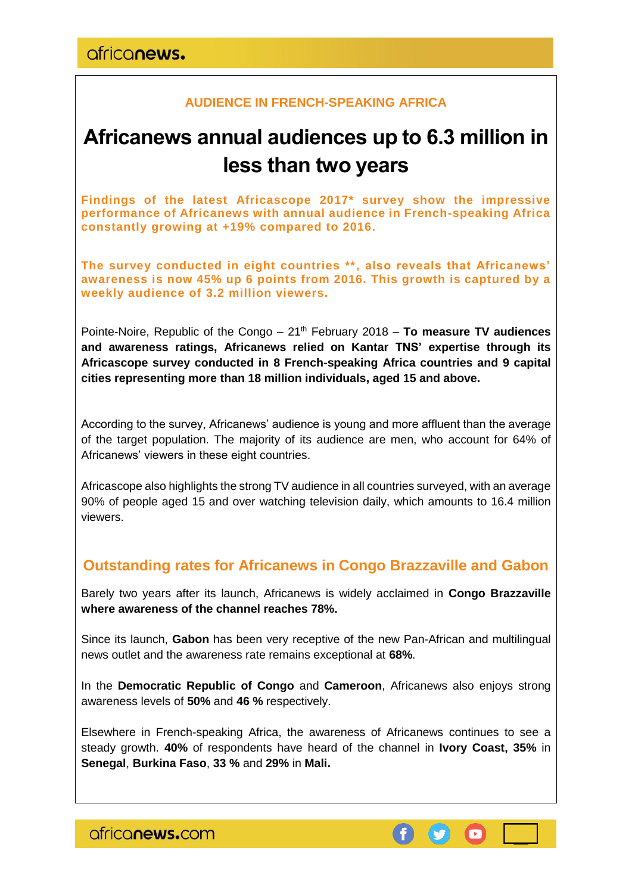AUDIENCE IN FRENCH-SPEAKING AFRICA

# Africanews annual audiences up to 6.3 million in less than two years

**Findings of the latest Africascope 2017* survey show the impressive performance of Africanews with annual audience in French-speaking Africa constantly growing at +19% compared to 2016.**

**The survey conducted in eight countries **, also reveals that Africanews' awareness is now 45% up 6 points from 2016. This growth is captured by a weekly audience of 3.2 million viewers.**

Pointe-Noire, Republic of the Congo – 21th February 2018 – **To measure TV audiences and awareness ratings, Africanews relied on Kantar TNS' expertise through its Africascope survey conducted in 8 French-speaking Africa countries and 9 capital cities representing more than 18 million individuals, aged 15 and above.**

According to the survey, Africanews' audience is young and more affluent than the average of the target population. The majority of its audience are men, who account for 64% of Africanews' viewers in these eight countries.

Africascope also highlights the strong TV audience in all countries surveyed, with an average 90% of people aged 15 and over watching television daily, which amounts to 16.4 million viewers.

## Outstanding rates for Africanews in Congo Brazzaville and Gabon

Barely two years after its launch, Africanews is widely acclaimed in **Congo Brazzaville where awareness of the channel reaches 78%.**

Since its launch, **Gabon** has been very receptive of the new Pan-African and multilingual news outlet and the awareness rate remains exceptional at **68%**.

In the **Democratic Republic of Congo** and **Cameroon**, Africanews also enjoys strong awareness levels of **50%** and **46 %** respectively.

Elsewhere in French-speaking Africa, the awareness of Africanews continues to see a steady growth. **40%** of respondents have heard of the channel in **Ivory Coast, 35%** in **Senegal**, **Burkina Faso**, **33 %** and **29%** in **Mali.**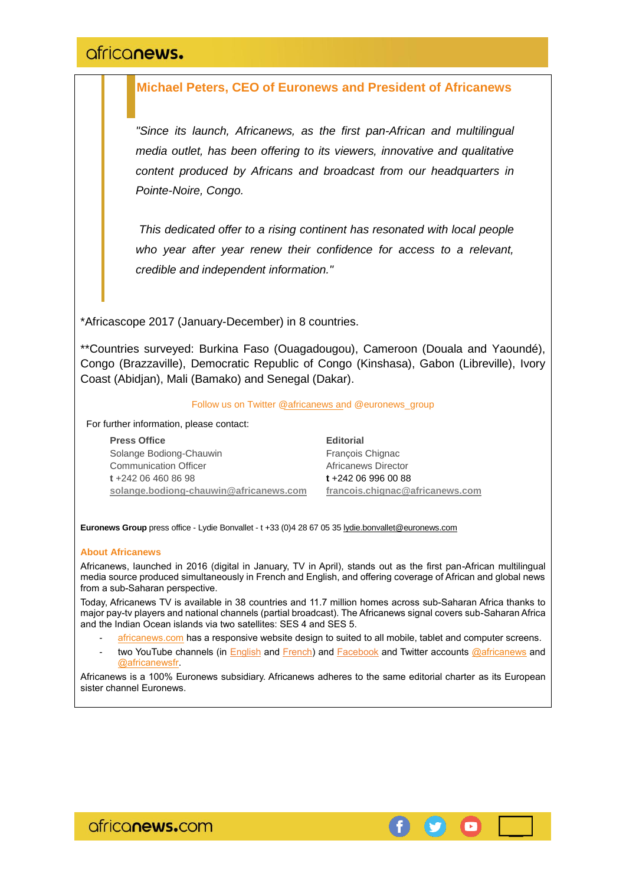### Michael Peters, CEO of Euronews and President of Africanews

*"Since its launch, Africanews, as the first pan-African and multilingual media outlet, has been offering to its viewers, innovative and qualitative content produced by Africans and broadcast from our headquarters in Pointe-Noire, Congo.*

*This dedicated offer to a rising continent has resonated with local people who year after year renew their confidence for access to a relevant, credible and independent information."*

*Africascope 2017 (January-December) in 8 countries.

**Countries surveyed: Burkina Faso (Ouagadougou), Cameroon (Douala and Yaoundé), Congo (Brazzaville), Democratic Republic of Congo (Kinshasa), Gabon (Libreville), Ivory Coast (Abidjan), Mali (Bamako) and Senegal (Dakar).

Follow us on Twitter @africanews and @euronews_group

For further information, please contact:

**Press Office**
Solange Bodiong-Chauwin
Communication Officer
**t** +242 06 460 86 98
**solange.bodiong-chauwin@africanews.com**

**Editorial**
François Chignac
Africanews Director
**t** +242 06 996 00 88
**francois.chignac@africanews.com**

**Euronews Group** press office - Lydie Bonvallet - t +33 (0)4 28 67 05 35 lydie.bonvallet@euronews.com

### About Africanews

Africanews, launched in 2016 (digital in January, TV in April), stands out as the first pan-African multilingual media source produced simultaneously in French and English, and offering coverage of African and global news from a sub-Saharan perspective.

Today, Africanews TV is available in 38 countries and 11.7 million homes across sub-Saharan Africa thanks to major pay-tv players and national channels (partial broadcast). The Africanews signal covers sub-Saharan Africa and the Indian Ocean islands via two satellites: SES 4 and SES 5.

- africanews.com has a responsive website design to suited to all mobile, tablet and computer screens.
- two YouTube channels (in English and French) and Facebook and Twitter accounts @africanews and @africanewsfr.

Africanews is a 100% Euronews subsidiary. Africanews adheres to the same editorial charter as its European sister channel Euronews.